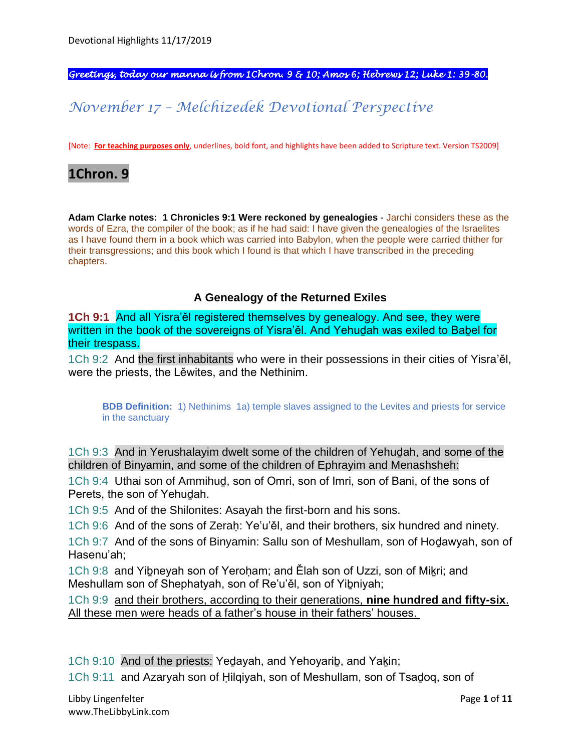*Greetings, today our manna is from 1Chron. 9 & 10; Amos 6; Hebrews 12; Luke 1: 39-80.*

# *November 17 – Melchizedek Devotional Perspective*

[Note: **For teaching purposes only**, underlines, bold font, and highlights have been added to Scripture text. Version TS2009]

## 1Chron. 9

**Adam Clarke notes: 1 Chronicles 9:1 Were reckoned by genealogies** - Jarchi considers these as the words of Ezra, the compiler of the book; as if he had said: I have given the genealogies of the Israelites as I have found them in a book which was carried into Babylon, when the people were carried thither for their transgressions; and this book which I found is that which I have transcribed in the preceding chapters.

### A Genealogy of the Returned Exiles

**1Ch 9:1** And all Yisra'ěl registered themselves by genealogy. And see, they were written in the book of the sovereigns of Yisra'ěl. And Yehuḏah was exiled to Baḇel for their trespass.

1Ch 9:2 And the first inhabitants who were in their possessions in their cities of Yisra'ěl, were the priests, the Lěwites, and the Nethinim.

> **BDB Definition:** 1) Nethinims 1a) temple slaves assigned to the Levites and priests for service in the sanctuary

1Ch 9:3 And in Yerushalayim dwelt some of the children of Yehuḏah, and some of the children of Binyamin, and some of the children of Ephrayim and Menashsheh:

1Ch 9:4 Uthai son of Ammihuḏ, son of Omri, son of Imri, son of Bani, of the sons of Perets, the son of Yehuḏah.

1Ch 9:5 And of the Shilonites: Asayah the first-born and his sons.

1Ch 9:6 And of the sons of Zeraḥ: Ye'u'ěl, and their brothers, six hundred and ninety.

1Ch 9:7 And of the sons of Binyamin: Sallu son of Meshullam, son of Hoḏawyah, son of Hasenu'ah;

1Ch 9:8 and Yiḇneyah son of Yeroḥam; and Ělah son of Uzzi, son of Miḵri; and Meshullam son of Shephatyah, son of Re'u'ěl, son of Yiḇniyah;

1Ch 9:9 <u>and their brothers, according to their generations, **nine hundred and fifty-six**. All these men were heads of a father's house in their fathers' houses.</u>

1Ch 9:10 And of the priests: Yeḏayah, and Yehoyariḇ, and Yaḵin;

1Ch 9:11 and Azaryah son of Ḥilqiyah, son of Meshullam, son of Tsaḏoq, son of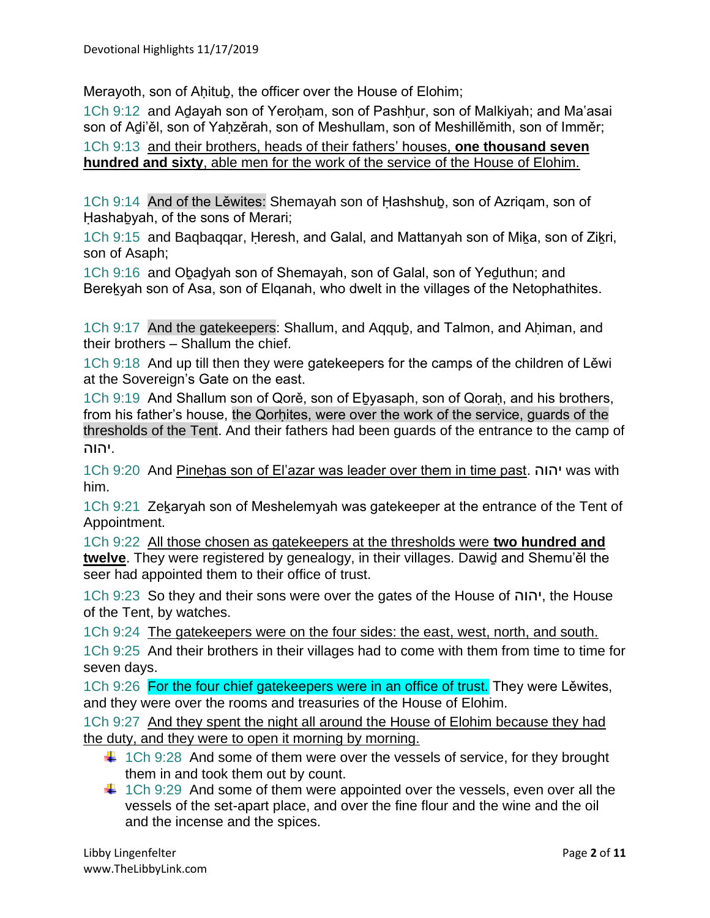Merayoth, son of Aḥituḇ, the officer over the House of Elohim;

1Ch 9:12 and Aḏayah son of Yeroḥam, son of Pashḥur, son of Malkiyah; and Maʽasai son of Aḏi'ĕl, son of Yaḥzĕrah, son of Meshullam, son of Meshillĕmith, son of Immĕr;

1Ch 9:13 and their brothers, heads of their fathers' houses, **one thousand seven hundred and sixty**, able men for the work of the service of the House of Elohim.

1Ch 9:14 And of the Lĕwites: Shemayah son of Ḥashshuḇ, son of Azriqam, son of Ḥashaḇyah, of the sons of Merari;

1Ch 9:15 and Baqbaqqar, Ḥeresh, and Galal, and Mattanyah son of Miḵa, son of Ziḵri, son of Asaph;

1Ch 9:16 and Oḇaḏyah son of Shemayah, son of Galal, son of Yeḏuthun; and Bereḵyah son of Asa, son of Elqanah, who dwelt in the villages of the Netophathites.

1Ch 9:17 And the gatekeepers: Shallum, and Aqquḇ, and Talmon, and Aḥiman, and their brothers – Shallum the chief.

1Ch 9:18 And up till then they were gatekeepers for the camps of the children of Lĕwi at the Sovereign's Gate on the east.

1Ch 9:19 And Shallum son of Qorĕ, son of Eḇyasaph, son of Qoraḥ, and his brothers, from his father's house, the Qorḥites, were over the work of the service, guards of the thresholds of the Tent. And their fathers had been guards of the entrance to the camp of יהוה.

1Ch 9:20 And Pineḥas son of Elʽazar was leader over them in time past. יהוה was with him.

1Ch 9:21 Zeḵaryah son of Meshelemyah was gatekeeper at the entrance of the Tent of Appointment.

1Ch 9:22 All those chosen as gatekeepers at the thresholds were **two hundred and twelve**. They were registered by genealogy, in their villages. Dawiḏ and Shemu'ĕl the seer had appointed them to their office of trust.

1Ch 9:23 So they and their sons were over the gates of the House of יהוה, the House of the Tent, by watches.

1Ch 9:24 The gatekeepers were on the four sides: the east, west, north, and south.

1Ch 9:25 And their brothers in their villages had to come with them from time to time for seven days.

1Ch 9:26 For the four chief gatekeepers were in an office of trust. They were Lĕwites, and they were over the rooms and treasuries of the House of Elohim.

1Ch 9:27 And they spent the night all around the House of Elohim because they had the duty, and they were to open it morning by morning.

- 1Ch 9:28 And some of them were over the vessels of service, for they brought them in and took them out by count.
- 1Ch 9:29 And some of them were appointed over the vessels, even over all the vessels of the set-apart place, and over the fine flour and the wine and the oil and the incense and the spices.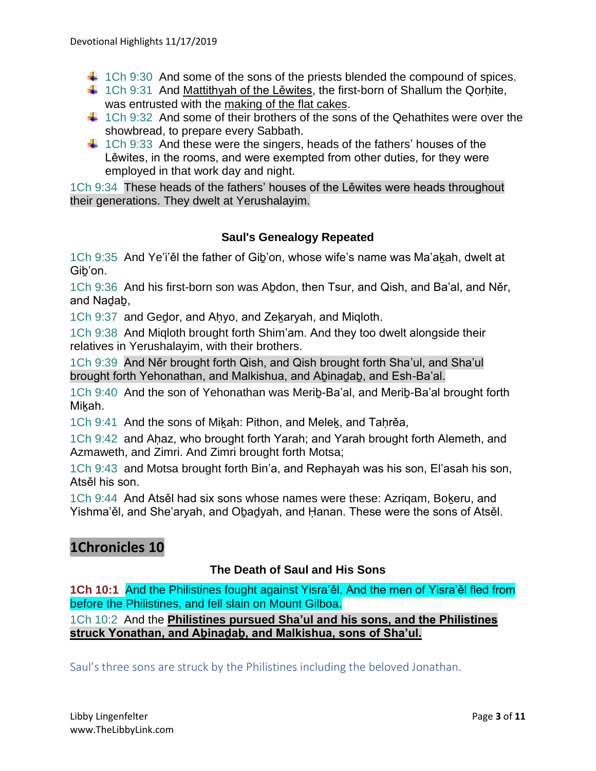- 1Ch 9:30 And some of the sons of the priests blended the compound of spices.
- 1Ch 9:31 And Mattithyah of the Lěwites, the first-born of Shallum the Qorḥite, was entrusted with the making of the flat cakes.
- 1Ch 9:32 And some of their brothers of the sons of the Qehathites were over the showbread, to prepare every Sabbath.
- 1Ch 9:33 And these were the singers, heads of the fathers' houses of the Lěwites, in the rooms, and were exempted from other duties, for they were employed in that work day and night.

1Ch 9:34 These heads of the fathers' houses of the Lěwites were heads throughout their generations. They dwelt at Yerushalayim.

### Saul's Genealogy Repeated

1Ch 9:35 And Yeʻi'ěl the father of Giḇʻon, whose wife's name was Maʻaḵah, dwelt at Giḇʻon.

1Ch 9:36 And his first-born son was Aḇdon, then Tsur, and Qish, and Baʻal, and Něr, and Naḏaḇ,

1Ch 9:37 and Geḏor, and Aḥyo, and Zeḵaryah, and Miqloth.

1Ch 9:38 And Miqloth brought forth Shimʻam. And they too dwelt alongside their relatives in Yerushalayim, with their brothers.

1Ch 9:39 And Něr brought forth Qish, and Qish brought forth Sha'ul, and Sha'ul brought forth Yehonathan, and Malkishua, and Aḇinaḏaḇ, and Esh-Baʻal.

1Ch 9:40 And the son of Yehonathan was Meriḇ-Baʻal, and Meriḇ-Baʻal brought forth Miḵah.

1Ch 9:41 And the sons of Miḵah: Pithon, and Meleḵ, and Taḥrěa,

1Ch 9:42 and Aḥaz, who brought forth Yarah; and Yarah brought forth Alemeth, and Azmaweth, and Zimri. And Zimri brought forth Motsa;

1Ch 9:43 and Motsa brought forth Binʻa, and Rephayah was his son, Elʻasah his son, Atsěl his son.

1Ch 9:44 And Atsěl had six sons whose names were these: Azriqam, Boḵeru, and Yishmaʻěl, and Sheʻaryah, and Oḇaḏyah, and Ḥanan. These were the sons of Atsěl.

## 1Chronicles 10

### The Death of Saul and His Sons

**1Ch 10:1** And the Philistines fought against Yisra'ěl. And the men of Yisra'ěl fled from before the Philistines, and fell slain on Mount Gilboa.

1Ch 10:2 And the **Philistines pursued Sha'ul and his sons, and the Philistines struck Yonathan, and Aḇinaḏaḇ, and Malkishua, sons of Sha'ul.**

Saul's three sons are struck by the Philistines including the beloved Jonathan.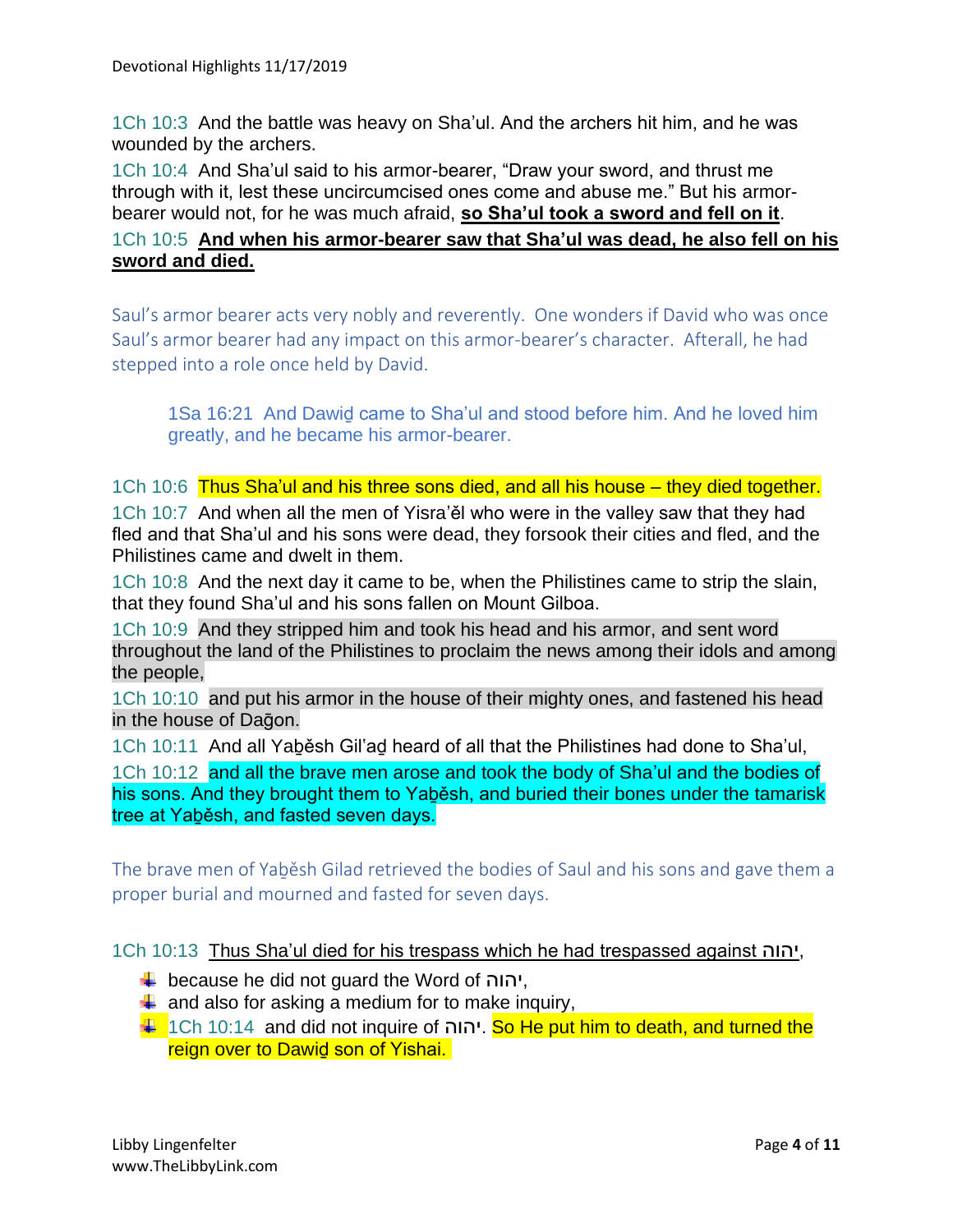1Ch 10:3 And the battle was heavy on Sha'ul. And the archers hit him, and he was wounded by the archers.

1Ch 10:4 And Sha'ul said to his armor-bearer, "Draw your sword, and thrust me through with it, lest these uncircumcised ones come and abuse me." But his armor-bearer would not, for he was much afraid, **so Sha'ul took a sword and fell on it**.

1Ch 10:5 **And when his armor-bearer saw that Sha'ul was dead, he also fell on his sword and died.**

Saul's armor bearer acts very nobly and reverently. One wonders if David who was once Saul's armor bearer had any impact on this armor-bearer's character. Afterall, he had stepped into a role once held by David.

> 1Sa 16:21 And Dawiḏ came to Sha'ul and stood before him. And he loved him greatly, and he became his armor-bearer.

1Ch 10:6 Thus Sha'ul and his three sons died, and all his house – they died together.

1Ch 10:7 And when all the men of Yisra'ěl who were in the valley saw that they had fled and that Sha'ul and his sons were dead, they forsook their cities and fled, and the Philistines came and dwelt in them.

1Ch 10:8 And the next day it came to be, when the Philistines came to strip the slain, that they found Sha'ul and his sons fallen on Mount Gilboa.

1Ch 10:9 And they stripped him and took his head and his armor, and sent word throughout the land of the Philistines to proclaim the news among their idols and among the people,

1Ch 10:10 and put his armor in the house of their mighty ones, and fastened his head in the house of Daḡon.

1Ch 10:11 And all Yaḇěsh Gil'aḏ heard of all that the Philistines had done to Sha'ul,

1Ch 10:12 and all the brave men arose and took the body of Sha'ul and the bodies of his sons. And they brought them to Yaḇěsh, and buried their bones under the tamarisk tree at Yaḇěsh, and fasted seven days.

The brave men of Yaḇěsh Gilad retrieved the bodies of Saul and his sons and gave them a proper burial and mourned and fasted for seven days.

1Ch 10:13 Thus Sha'ul died for his trespass which he had trespassed against יהוה,

- because he did not guard the Word of יהוה,
- and also for asking a medium for to make inquiry,
- 1Ch 10:14 and did not inquire of יהוה. So He put him to death, and turned the reign over to Dawiḏ son of Yishai.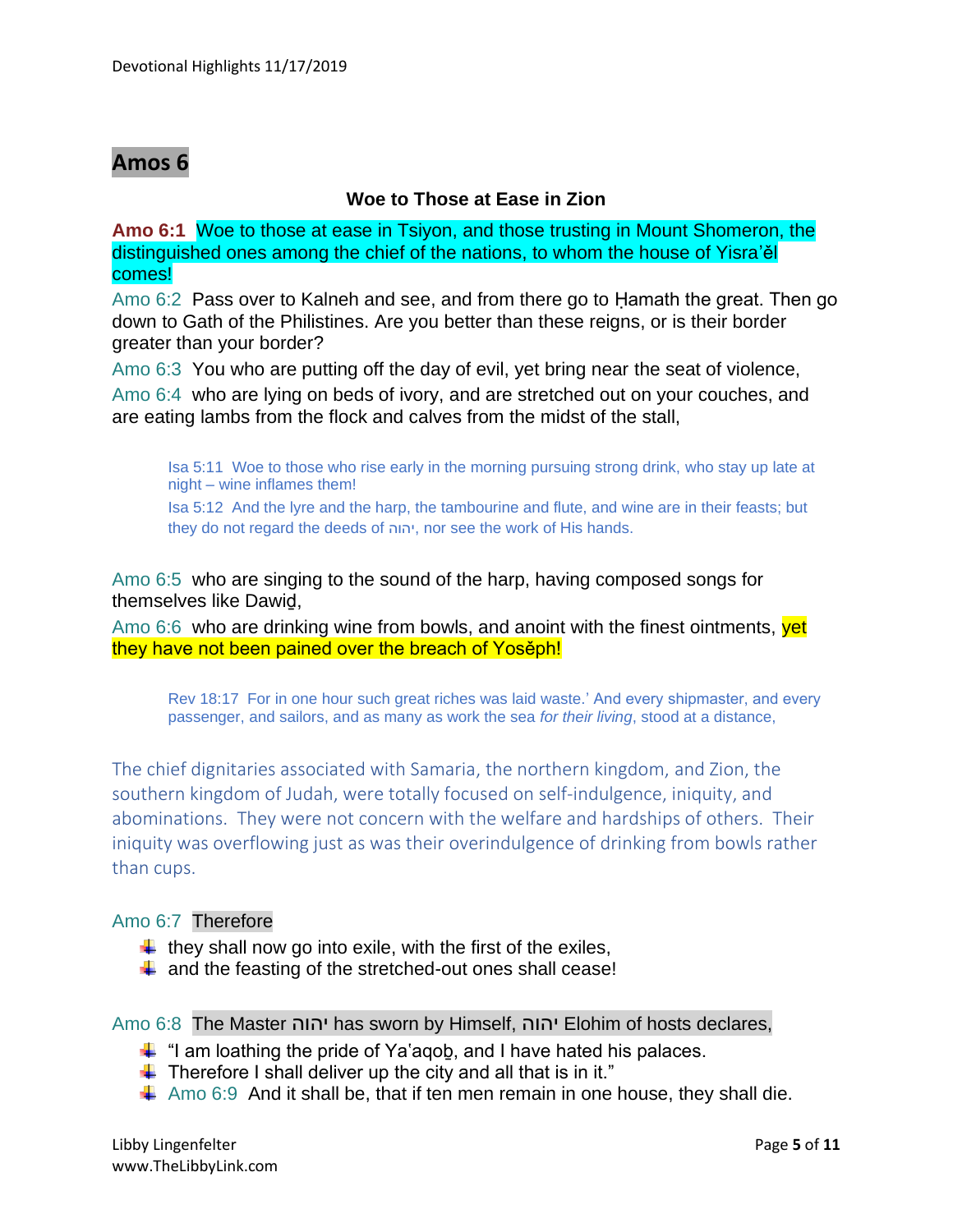## Amos 6

### Woe to Those at Ease in Zion

**Amo 6:1** Woe to those at ease in Tsiyon, and those trusting in Mount Shomeron, the distinguished ones among the chief of the nations, to whom the house of Yisra'ěl comes!

Amo 6:2 Pass over to Kalneh and see, and from there go to Ḥamath the great. Then go down to Gath of the Philistines. Are you better than these reigns, or is their border greater than your border?

Amo 6:3 You who are putting off the day of evil, yet bring near the seat of violence,

Amo 6:4 who are lying on beds of ivory, and are stretched out on your couches, and are eating lambs from the flock and calves from the midst of the stall,

> Isa 5:11 Woe to those who rise early in the morning pursuing strong drink, who stay up late at night – wine inflames them!
>
> Isa 5:12 And the lyre and the harp, the tambourine and flute, and wine are in their feasts; but they do not regard the deeds of יהוה, nor see the work of His hands.

Amo 6:5 who are singing to the sound of the harp, having composed songs for themselves like Dawiḏ,

Amo 6:6 who are drinking wine from bowls, and anoint with the finest ointments, yet they have not been pained over the breach of Yosěph!

> Rev 18:17 For in one hour such great riches was laid waste.' And every shipmaster, and every passenger, and sailors, and as many as work the sea *for their living*, stood at a distance,

The chief dignitaries associated with Samaria, the northern kingdom, and Zion, the southern kingdom of Judah, were totally focused on self-indulgence, iniquity, and abominations. They were not concern with the welfare and hardships of others. Their iniquity was overflowing just as was their overindulgence of drinking from bowls rather than cups.

Amo 6:7 Therefore

- they shall now go into exile, with the first of the exiles,
- and the feasting of the stretched-out ones shall cease!

Amo 6:8 The Master יהוה has sworn by Himself, יהוה Elohim of hosts declares,

- "I am loathing the pride of Ya'aqoḇ, and I have hated his palaces.
- Therefore I shall deliver up the city and all that is in it."
- Amo 6:9 And it shall be, that if ten men remain in one house, they shall die.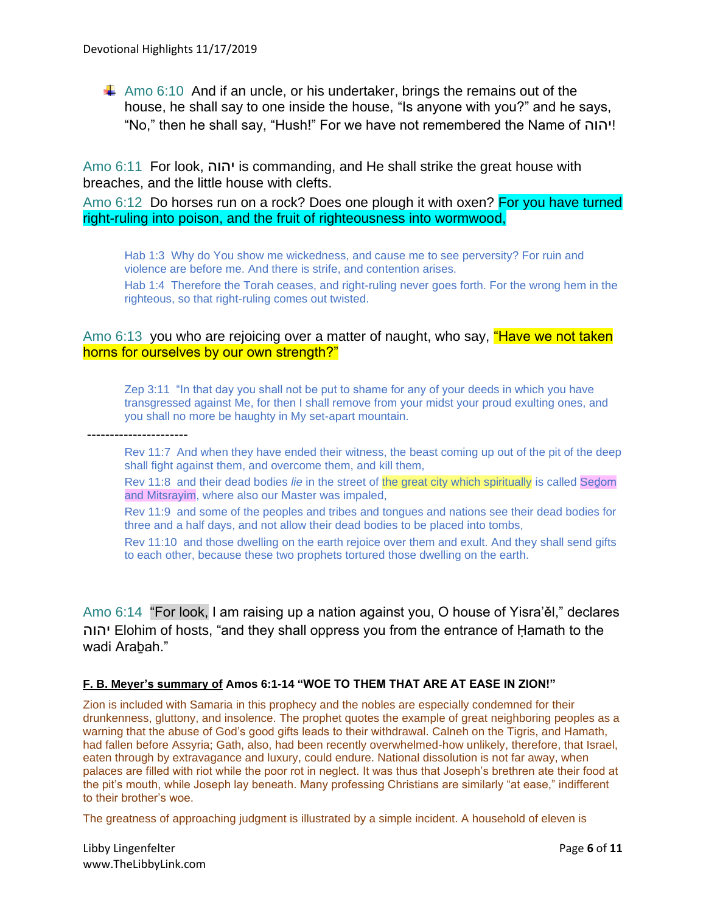- Amo 6:10 And if an uncle, or his undertaker, brings the remains out of the house, he shall say to one inside the house, "Is anyone with you?" and he says, "No," then he shall say, "Hush!" For we have not remembered the Name of יהוה!

Amo 6:11 For look, יהוה is commanding, and He shall strike the great house with breaches, and the little house with clefts.

Amo 6:12 Do horses run on a rock? Does one plough it with oxen? For you have turned right-ruling into poison, and the fruit of righteousness into wormwood,

> Hab 1:3 Why do You show me wickedness, and cause me to see perversity? For ruin and violence are before me. And there is strife, and contention arises.
>
> Hab 1:4 Therefore the Torah ceases, and right-ruling never goes forth. For the wrong hem in the righteous, so that right-ruling comes out twisted.

Amo 6:13 you who are rejoicing over a matter of naught, who say, "Have we not taken horns for ourselves by our own strength?"

> Zep 3:11 "In that day you shall not be put to shame for any of your deeds in which you have transgressed against Me, for then I shall remove from your midst your proud exulting ones, and you shall no more be haughty in My set-apart mountain.

---------------------

> Rev 11:7 And when they have ended their witness, the beast coming up out of the pit of the deep shall fight against them, and overcome them, and kill them,
>
> Rev 11:8 and their dead bodies *lie* in the street of the great city which spiritually is called Seḏom and Mitsrayim, where also our Master was impaled,
>
> Rev 11:9 and some of the peoples and tribes and tongues and nations see their dead bodies for three and a half days, and not allow their dead bodies to be placed into tombs,
>
> Rev 11:10 and those dwelling on the earth rejoice over them and exult. And they shall send gifts to each other, because these two prophets tortured those dwelling on the earth.

Amo 6:14 "For look, I am raising up a nation against you, O house of Yisra'ěl," declares יהוה Elohim of hosts, "and they shall oppress you from the entrance of Ḥamath to the wadi Araḇah."

**<u>F. B. Meyer's summary of</u> Amos 6:1-14 "WOE TO THEM THAT ARE AT EASE IN ZION!"**

Zion is included with Samaria in this prophecy and the nobles are especially condemned for their drunkenness, gluttony, and insolence. The prophet quotes the example of great neighboring peoples as a warning that the abuse of God's good gifts leads to their withdrawal. Calneh on the Tigris, and Hamath, had fallen before Assyria; Gath, also, had been recently overwhelmed-how unlikely, therefore, that Israel, eaten through by extravagance and luxury, could endure. National dissolution is not far away, when palaces are filled with riot while the poor rot in neglect. It was thus that Joseph's brethren ate their food at the pit's mouth, while Joseph lay beneath. Many professing Christians are similarly "at ease," indifferent to their brother's woe.

The greatness of approaching judgment is illustrated by a simple incident. A household of eleven is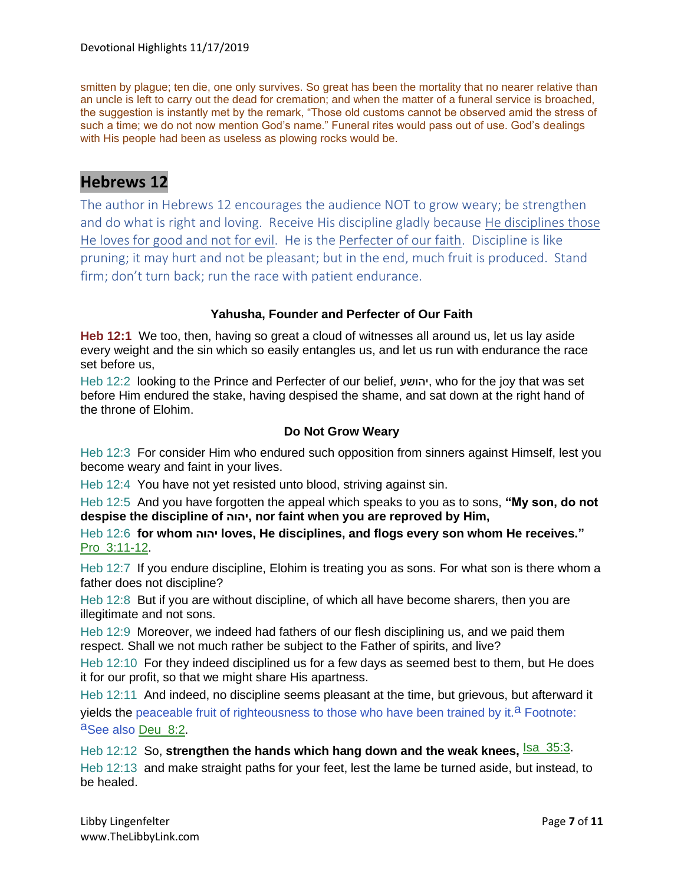smitten by plague; ten die, one only survives. So great has been the mortality that no nearer relative than an uncle is left to carry out the dead for cremation; and when the matter of a funeral service is broached, the suggestion is instantly met by the remark, "Those old customs cannot be observed amid the stress of such a time; we do not now mention God's name." Funeral rites would pass out of use. God's dealings with His people had been as useless as plowing rocks would be.

## Hebrews 12

The author in Hebrews 12 encourages the audience NOT to grow weary; be strengthen and do what is right and loving. Receive His discipline gladly because He disciplines those He loves for good and not for evil. He is the Perfecter of our faith. Discipline is like pruning; it may hurt and not be pleasant; but in the end, much fruit is produced. Stand firm; don't turn back; run the race with patient endurance.

### Yahusha, Founder and Perfecter of Our Faith

**Heb 12:1** We too, then, having so great a cloud of witnesses all around us, let us lay aside every weight and the sin which so easily entangles us, and let us run with endurance the race set before us,

Heb 12:2 looking to the Prince and Perfecter of our belief, יהושע, who for the joy that was set before Him endured the stake, having despised the shame, and sat down at the right hand of the throne of Elohim.

### Do Not Grow Weary

Heb 12:3 For consider Him who endured such opposition from sinners against Himself, lest you become weary and faint in your lives.

Heb 12:4 You have not yet resisted unto blood, striving against sin.

Heb 12:5 And you have forgotten the appeal which speaks to you as to sons, **"My son, do not despise the discipline of יהוה, nor faint when you are reproved by Him,**

Heb 12:6 **for whom יהוה loves, He disciplines, and flogs every son whom He receives."** Pro_3:11-12.

Heb 12:7 If you endure discipline, Elohim is treating you as sons. For what son is there whom a father does not discipline?

Heb 12:8 But if you are without discipline, of which all have become sharers, then you are illegitimate and not sons.

Heb 12:9 Moreover, we indeed had fathers of our flesh disciplining us, and we paid them respect. Shall we not much rather be subject to the Father of spirits, and live?

Heb 12:10 For they indeed disciplined us for a few days as seemed best to them, but He does it for our profit, so that we might share His apartness.

Heb 12:11 And indeed, no discipline seems pleasant at the time, but grievous, but afterward it yields the peaceable fruit of righteousness to those who have been trained by it.[a] Footnote: [a]See also Deu_8:2.

Heb 12:12 So, **strengthen the hands which hang down and the weak knees,** Isa_35:3.

Heb 12:13 and make straight paths for your feet, lest the lame be turned aside, but instead, to be healed.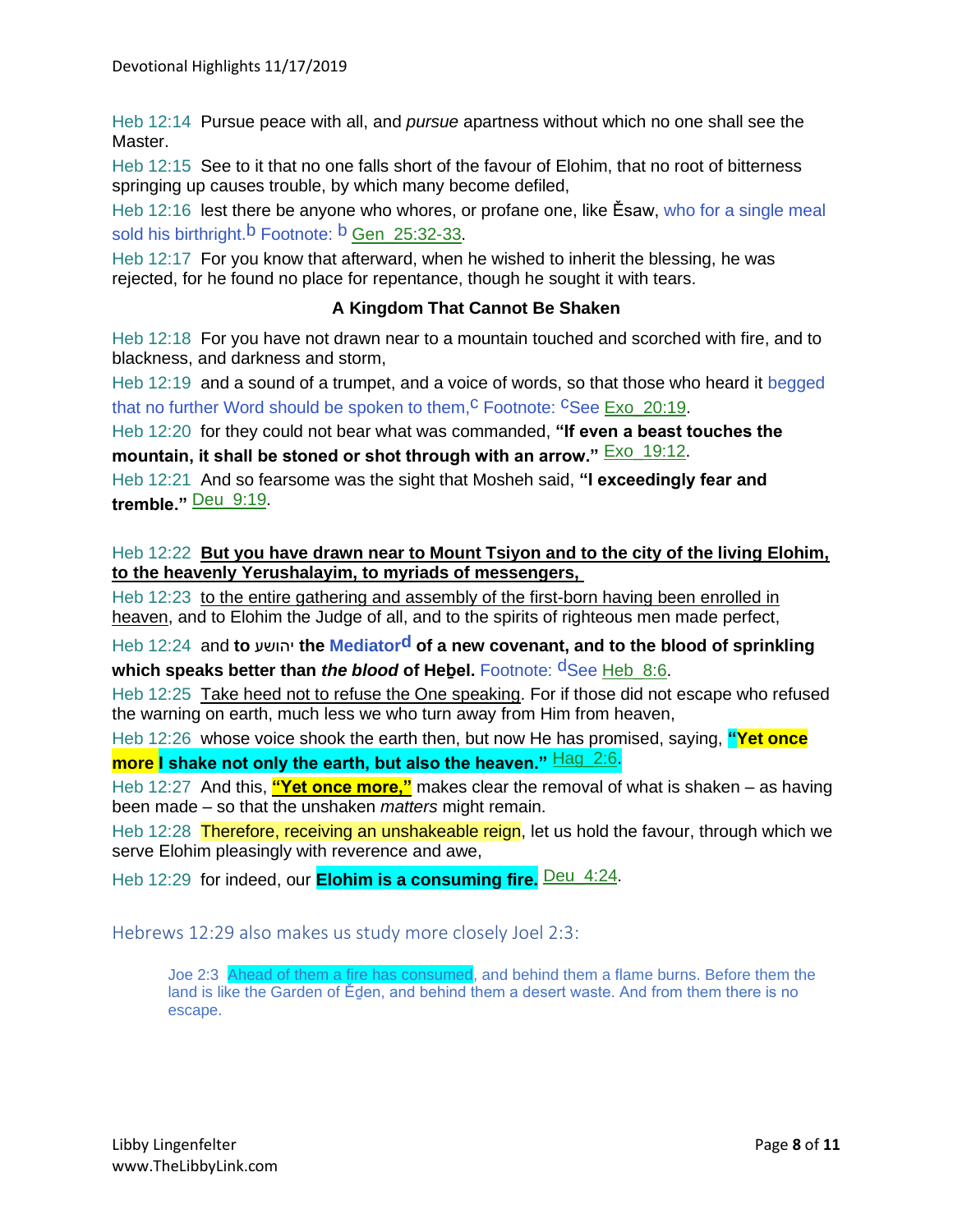Heb 12:14 Pursue peace with all, and *pursue* apartness without which no one shall see the Master.

Heb 12:15 See to it that no one falls short of the favour of Elohim, that no root of bitterness springing up causes trouble, by which many become defiled,

Heb 12:16 lest there be anyone who whores, or profane one, like Ěsaw, who for a single meal sold his birthright.[b] Footnote: [b] Gen_25:32-33.

Heb 12:17 For you know that afterward, when he wished to inherit the blessing, he was rejected, for he found no place for repentance, though he sought it with tears.

**A Kingdom That Cannot Be Shaken**

Heb 12:18 For you have not drawn near to a mountain touched and scorched with fire, and to blackness, and darkness and storm,

Heb 12:19 and a sound of a trumpet, and a voice of words, so that those who heard it begged that no further Word should be spoken to them,[c] Footnote: [c]See Exo_20:19.

Heb 12:20 for they could not bear what was commanded, **"If even a beast touches the mountain, it shall be stoned or shot through with an arrow."** Exo_19:12.

Heb 12:21 And so fearsome was the sight that Mosheh said, **"I exceedingly fear and tremble."** Deu_9:19.

Heb 12:22 **But you have drawn near to Mount Tsiyon and to the city of the living Elohim, to the heavenly Yerushalayim, to myriads of messengers,**

Heb 12:23 to the entire gathering and assembly of the first-born having been enrolled in heaven, and to Elohim the Judge of all, and to the spirits of righteous men made perfect,

Heb 12:24 and **to יהושע the Mediator[d] of a new covenant, and to the blood of sprinkling which speaks better than *the blood* of Heḇel.** Footnote: [d]See Heb_8:6.

Heb 12:25 Take heed not to refuse the One speaking. For if those did not escape who refused the warning on earth, much less we who turn away from Him from heaven,

Heb 12:26 whose voice shook the earth then, but now He has promised, saying, **"Yet once more I shake not only the earth, but also the heaven."** Hag_2:6.

Heb 12:27 And this, **"Yet once more,"** makes clear the removal of what is shaken – as having been made – so that the unshaken *matters* might remain.

Heb 12:28 Therefore, receiving an unshakeable reign, let us hold the favour, through which we serve Elohim pleasingly with reverence and awe,

Heb 12:29 for indeed, our **Elohim is a consuming fire.** Deu_4:24.

## Hebrews 12:29 also makes us study more closely Joel 2:3:

> Joe 2:3 Ahead of them a fire has consumed, and behind them a flame burns. Before them the land is like the Garden of Ěḏen, and behind them a desert waste. And from them there is no escape.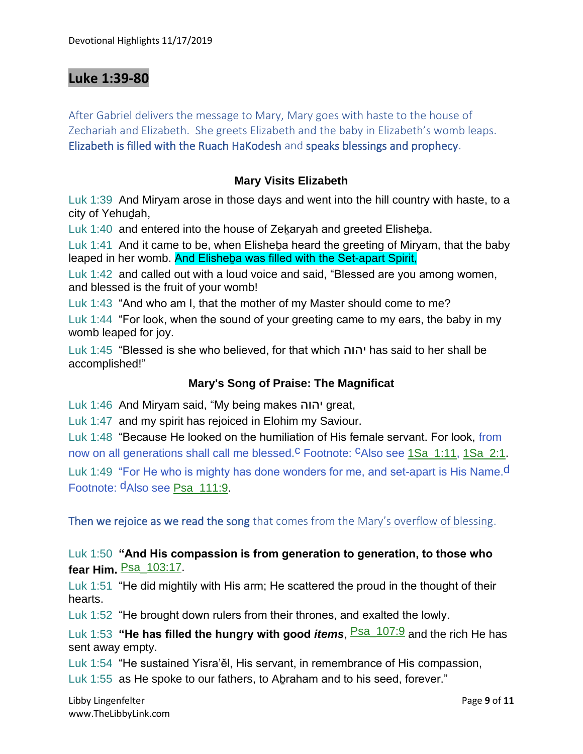## Luke 1:39-80

After Gabriel delivers the message to Mary, Mary goes with haste to the house of Zechariah and Elizabeth. She greets Elizabeth and the baby in Elizabeth's womb leaps. Elizabeth is filled with the Ruach HaKodesh and speaks blessings and prophecy.

### Mary Visits Elizabeth

Luk 1:39 And Miryam arose in those days and went into the hill country with haste, to a city of Yehuḏah,

Luk 1:40 and entered into the house of Zeḵaryah and greeted Elisheḇa.

Luk 1:41 And it came to be, when Elisheḇa heard the greeting of Miryam, that the baby leaped in her womb. And Elisheḇa was filled with the Set-apart Spirit,

Luk 1:42 and called out with a loud voice and said, "Blessed are you among women, and blessed is the fruit of your womb!

Luk 1:43 "And who am I, that the mother of my Master should come to me?

Luk 1:44 "For look, when the sound of your greeting came to my ears, the baby in my womb leaped for joy.

Luk 1:45 "Blessed is she who believed, for that which יהוה has said to her shall be accomplished!"

### Mary's Song of Praise: The Magnificat

Luk 1:46 And Miryam said, "My being makes יהוה great,

Luk 1:47 and my spirit has rejoiced in Elohim my Saviour.

Luk 1:48 "Because He looked on the humiliation of His female servant. For look, from now on all generations shall call me blessed.[c] Footnote: [c]Also see 1Sa_1:11, 1Sa_2:1.

Luk 1:49 "For He who is mighty has done wonders for me, and set-apart is His Name.[d] Footnote: [d]Also see Psa_111:9.

Then we rejoice as we read the song that comes from the Mary's overflow of blessing.

Luk 1:50 **"And His compassion is from generation to generation, to those who fear Him.** Psa_103:17.

Luk 1:51 "He did mightily with His arm; He scattered the proud in the thought of their hearts.

Luk 1:52 "He brought down rulers from their thrones, and exalted the lowly.

Luk 1:53 **"He has filled the hungry with good *items*,** Psa_107:9 and the rich He has sent away empty.

Luk 1:54 "He sustained Yisra'ěl, His servant, in remembrance of His compassion,

Luk 1:55 as He spoke to our fathers, to Aḇraham and to his seed, forever."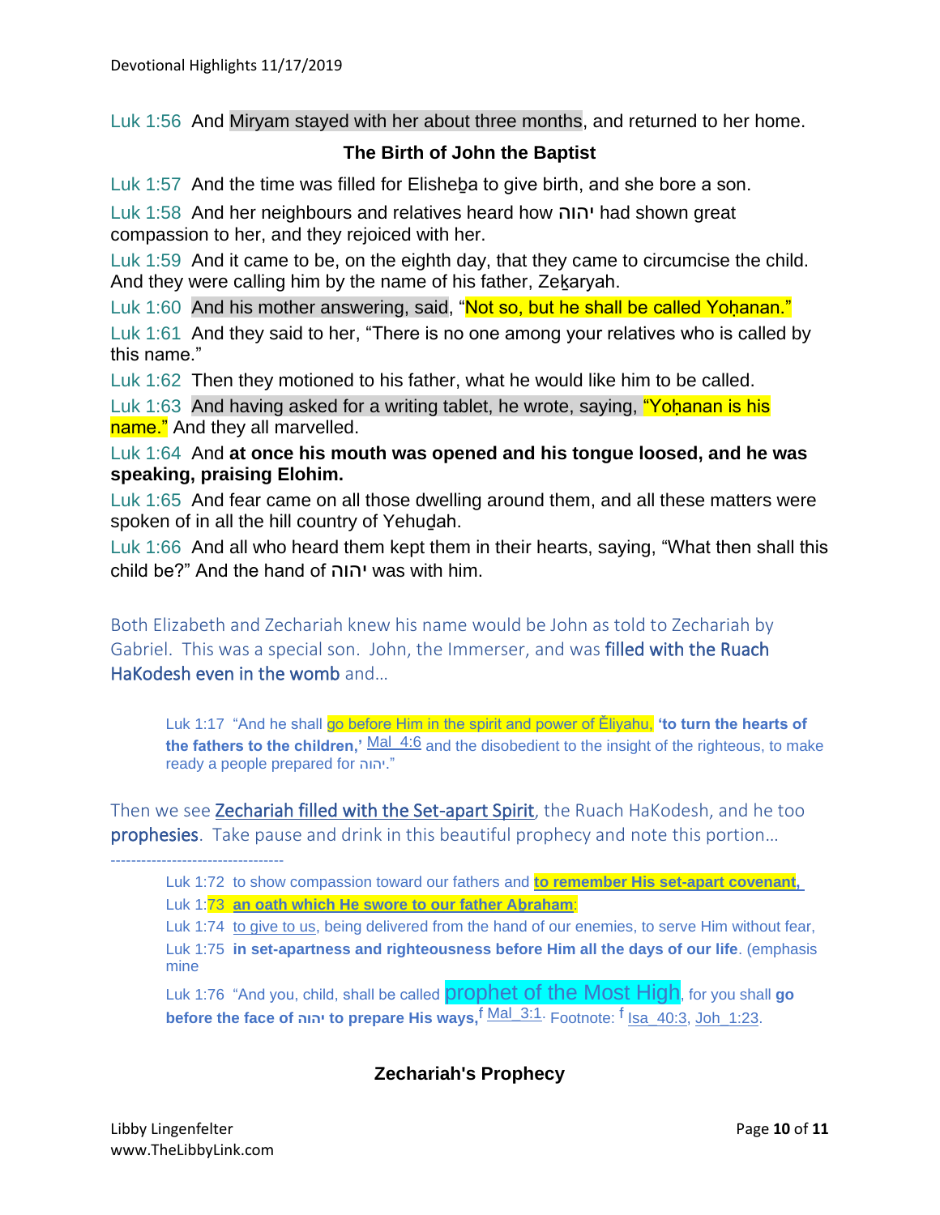Luk 1:56 And Miryam stayed with her about three months, and returned to her home.

### The Birth of John the Baptist

Luk 1:57 And the time was filled for Elisheḇa to give birth, and she bore a son.

Luk 1:58 And her neighbours and relatives heard how יהוה had shown great compassion to her, and they rejoiced with her.

Luk 1:59 And it came to be, on the eighth day, that they came to circumcise the child. And they were calling him by the name of his father, Zeḵaryah.

Luk 1:60 And his mother answering, said, "Not so, but he shall be called Yoḥanan."

Luk 1:61 And they said to her, "There is no one among your relatives who is called by this name."

Luk 1:62 Then they motioned to his father, what he would like him to be called.

Luk 1:63 And having asked for a writing tablet, he wrote, saying, "Yoḥanan is his name." And they all marvelled.

Luk 1:64 And **at once his mouth was opened and his tongue loosed, and he was speaking, praising Elohim.**

Luk 1:65 And fear came on all those dwelling around them, and all these matters were spoken of in all the hill country of Yehuḏah.

Luk 1:66 And all who heard them kept them in their hearts, saying, "What then shall this child be?" And the hand of יהוה was with him.

Both Elizabeth and Zechariah knew his name would be John as told to Zechariah by Gabriel. This was a special son. John, the Immerser, and was filled with the Ruach HaKodesh even in the womb and…

> Luk 1:17 "And he shall go before Him in the spirit and power of Ěliyahu, **'to turn the hearts of the fathers to the children,'** Mal 4:6 and the disobedient to the insight of the righteous, to make ready a people prepared for יהוה."

Then we see Zechariah filled with the Set-apart Spirit, the Ruach HaKodesh, and he too prophesies. Take pause and drink in this beautiful prophecy and note this portion…

----------------------------------

> Luk 1:72 to show compassion toward our fathers and **to remember His set-apart covenant,**
>
> Luk 1:73 **an oath which He swore to our father Aḇraham**:
>
> Luk 1:74 to give to us, being delivered from the hand of our enemies, to serve Him without fear,
>
> Luk 1:75 **in set-apartness and righteousness before Him all the days of our life**. (emphasis mine
>
> Luk 1:76 "And you, child, shall be called prophet of the Most High, for you shall **go before the face of יהוה to prepare His ways,**[f] Mal 3:1. Footnote: [f] Isa 40:3, Joh 1:23.

### Zechariah's Prophecy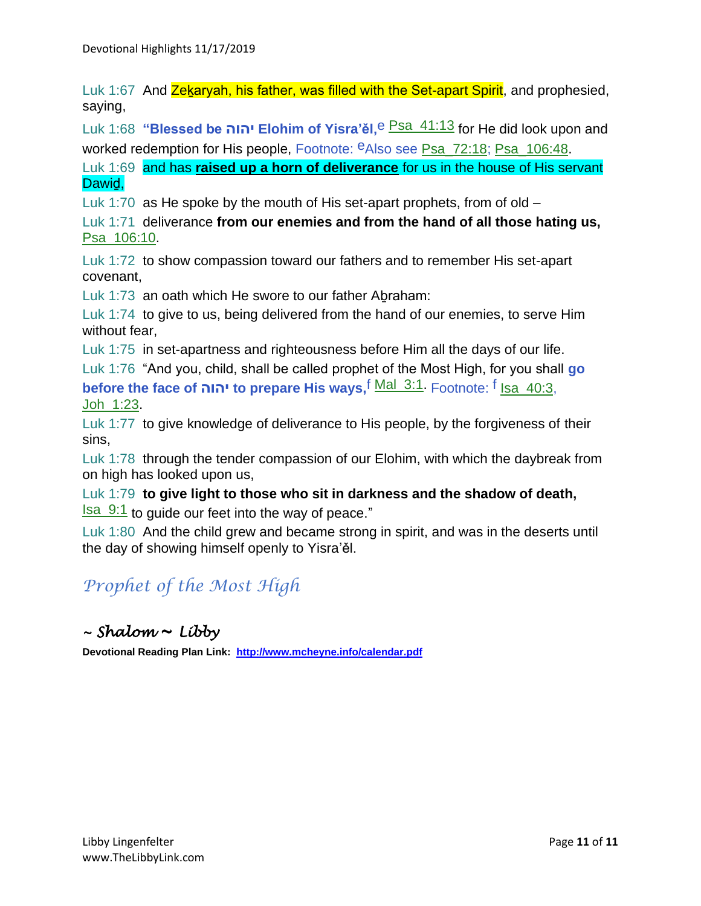Luk 1:67 And Zeḵaryah, his father, was filled with the Set-apart Spirit, and prophesied, saying,

Luk 1:68 **"Blessed be יהוה Elohim of Yisra'ěl,**[e] Psa_41:13 for He did look upon and worked redemption for His people, Footnote: [e]Also see Psa_72:18; Psa_106:48.

Luk 1:69 and has **raised up a horn of deliverance** for us in the house of His servant Dawiḏ,

Luk 1:70 as He spoke by the mouth of His set-apart prophets, from of old –

Luk 1:71 deliverance **from our enemies and from the hand of all those hating us,** Psa_106:10.

Luk 1:72 to show compassion toward our fathers and to remember His set-apart covenant,

Luk 1:73 an oath which He swore to our father Aḇraham:

Luk 1:74 to give to us, being delivered from the hand of our enemies, to serve Him without fear,

Luk 1:75 in set-apartness and righteousness before Him all the days of our life.

Luk 1:76 "And you, child, shall be called prophet of the Most High, for you shall **go before the face of יהוה to prepare His ways,**[f] Mal_3:1. Footnote: [f] Isa_40:3, Joh_1:23.

Luk 1:77 to give knowledge of deliverance to His people, by the forgiveness of their sins,

Luk 1:78 through the tender compassion of our Elohim, with which the daybreak from on high has looked upon us,

Luk 1:79 **to give light to those who sit in darkness and the shadow of death,** Isa_9:1 to guide our feet into the way of peace."

Luk 1:80 And the child grew and became strong in spirit, and was in the deserts until the day of showing himself openly to Yisra'ěl.

## *Prophet of the Most High*

*~ Shalom ~ Libby*

**Devotional Reading Plan Link: http://www.mcheyne.info/calendar.pdf**